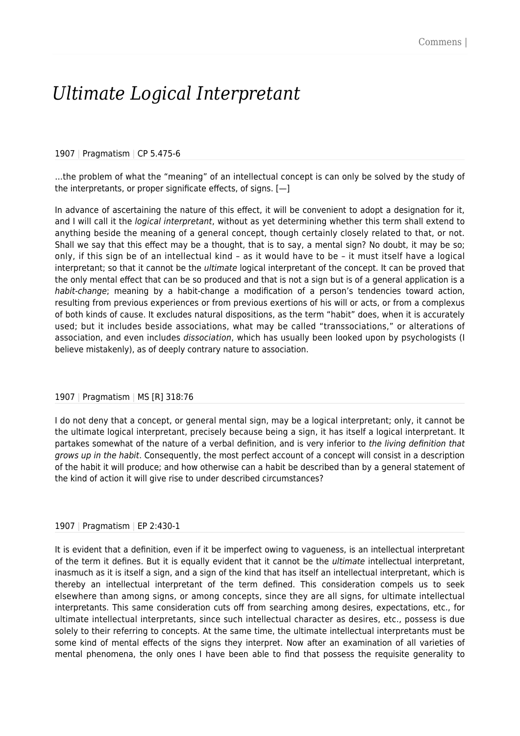# *Ultimate Logical Interpretant*

1907 | Pragmatism | CP 5.475-6

…the problem of what the "meaning" of an intellectual concept is can only be solved by the study of the interpretants, or proper significate effects, of signs. [—]

In advance of ascertaining the nature of this effect, it will be convenient to adopt a designation for it, and I will call it the *logical interpretant*, without as yet determining whether this term shall extend to anything beside the meaning of a general concept, though certainly closely related to that, or not. Shall we say that this effect may be a thought, that is to say, a mental sign? No doubt, it may be so; only, if this sign be of an intellectual kind – as it would have to be – it must itself have a logical interpretant; so that it cannot be the *ultimate* logical interpretant of the concept. It can be proved that the only mental effect that can be so produced and that is not a sign but is of a general application is a *habit-change*; meaning by a habit-change a modification of a person's tendencies toward action, resulting from previous experiences or from previous exertions of his will or acts, or from a complexus of both kinds of cause. It excludes natural dispositions, as the term "habit" does, when it is accurately used; but it includes beside associations, what may be called "transsociations," or alterations of association, and even includes *dissociation*, which has usually been looked upon by psychologists (I believe mistakenly), as of deeply contrary nature to association.

1907 | Pragmatism | MS [R] 318:76

I do not deny that a concept, or general mental sign, may be a logical interpretant; only, it cannot be the ultimate logical interpretant, precisely because being a sign, it has itself a logical interpretant. It partakes somewhat of the nature of a verbal definition, and is very inferior to *the living definition that grows up in the habit*. Consequently, the most perfect account of a concept will consist in a description of the habit it will produce; and how otherwise can a habit be described than by a general statement of the kind of action it will give rise to under described circumstances?

1907 | Pragmatism | EP 2:430-1

It is evident that a definition, even if it be imperfect owing to vagueness, is an intellectual interpretant of the term it defines. But it is equally evident that it cannot be the *ultimate* intellectual interpretant, inasmuch as it is itself a sign, and a sign of the kind that has itself an intellectual interpretant, which is thereby an intellectual interpretant of the term defined. This consideration compels us to seek elsewhere than among signs, or among concepts, since they are all signs, for ultimate intellectual interpretants. This same consideration cuts off from searching among desires, expectations, etc., for ultimate intellectual interpretants, since such intellectual character as desires, etc., possess is due solely to their referring to concepts. At the same time, the ultimate intellectual interpretants must be some kind of mental effects of the signs they interpret. Now after an examination of all varieties of mental phenomena, the only ones I have been able to find that possess the requisite generality to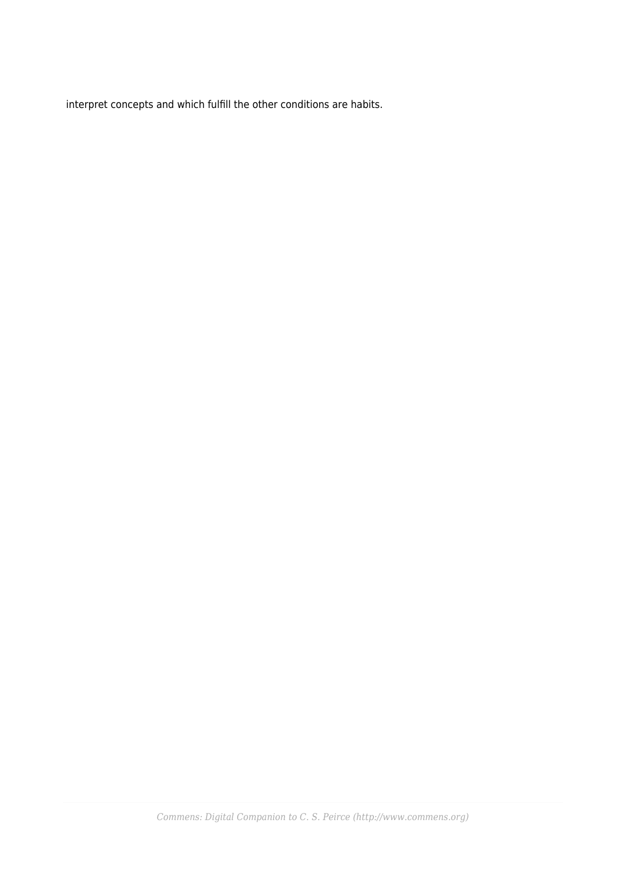interpret concepts and which fulfill the other conditions are habits.